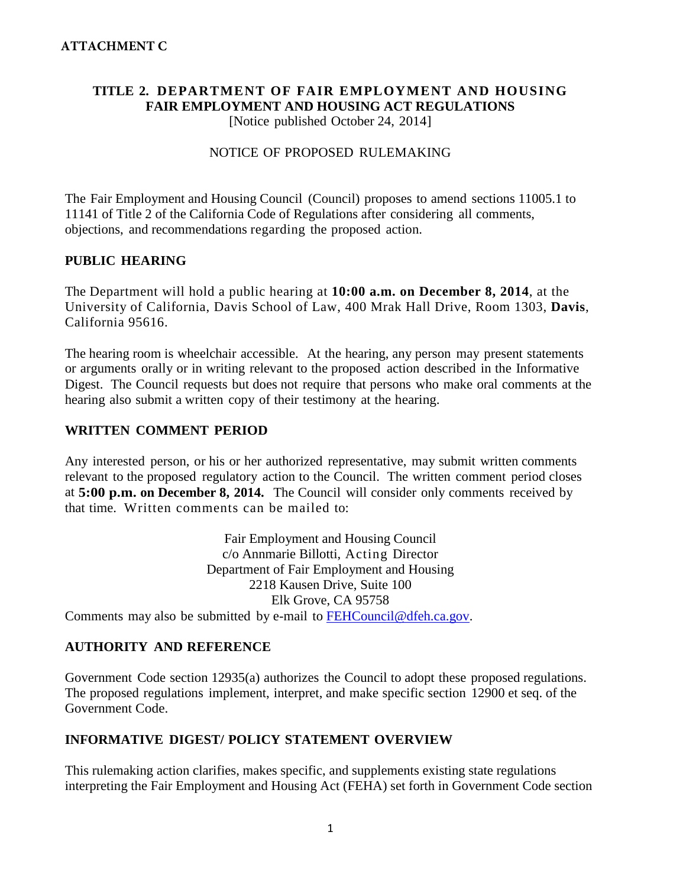**ATTACHMENT C**

# TITLE 2. DEPARTMENT OF FAIR EMPLOYMENT AND HOUSING FAIR EMPLOYMENT AND HOUSING ACT REGULATIONS

[Notice published October 24, 2014]

NOTICE OF PROPOSED RULEMAKING

The Fair Employment and Housing Council (Council) proposes to amend sections 11005.1 to 11141 of Title 2 of the California Code of Regulations after considering all comments, objections, and recommendations regarding the proposed action.

## PUBLIC HEARING

The Department will hold a public hearing at **10:00 a.m. on December 8, 2014**, at the University of California, Davis School of Law, 400 Mrak Hall Drive, Room 1303, **Davis**, California 95616.

The hearing room is wheelchair accessible. At the hearing, any person may present statements or arguments orally or in writing relevant to the proposed action described in the Informative Digest. The Council requests but does not require that persons who make oral comments at the hearing also submit a written copy of their testimony at the hearing.

## WRITTEN COMMENT PERIOD

Any interested person, or his or her authorized representative, may submit written comments relevant to the proposed regulatory action to the Council. The written comment period closes at **5:00 p.m. on December 8, 2014.** The Council will consider only comments received by that time. Written comments can be mailed to:

Fair Employment and Housing Council
c/o Annmarie Billotti, Acting Director
Department of Fair Employment and Housing
2218 Kausen Drive, Suite 100
Elk Grove, CA 95758

Comments may also be submitted by e-mail to FEHCouncil@dfeh.ca.gov.

## AUTHORITY AND REFERENCE

Government Code section 12935(a) authorizes the Council to adopt these proposed regulations. The proposed regulations implement, interpret, and make specific section 12900 et seq. of the Government Code.

## INFORMATIVE DIGEST/ POLICY STATEMENT OVERVIEW

This rulemaking action clarifies, makes specific, and supplements existing state regulations interpreting the Fair Employment and Housing Act (FEHA) set forth in Government Code section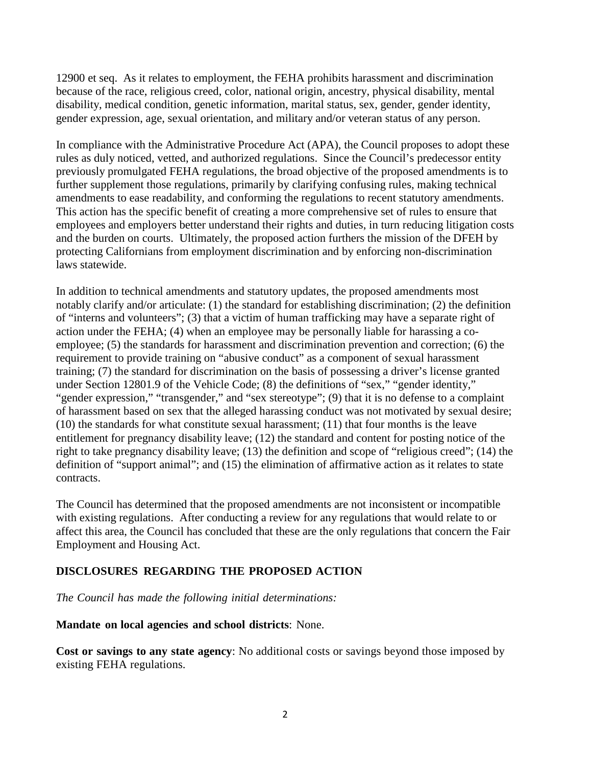12900 et seq. As it relates to employment, the FEHA prohibits harassment and discrimination because of the race, religious creed, color, national origin, ancestry, physical disability, mental disability, medical condition, genetic information, marital status, sex, gender, gender identity, gender expression, age, sexual orientation, and military and/or veteran status of any person.

In compliance with the Administrative Procedure Act (APA), the Council proposes to adopt these rules as duly noticed, vetted, and authorized regulations. Since the Council's predecessor entity previously promulgated FEHA regulations, the broad objective of the proposed amendments is to further supplement those regulations, primarily by clarifying confusing rules, making technical amendments to ease readability, and conforming the regulations to recent statutory amendments. This action has the specific benefit of creating a more comprehensive set of rules to ensure that employees and employers better understand their rights and duties, in turn reducing litigation costs and the burden on courts. Ultimately, the proposed action furthers the mission of the DFEH by protecting Californians from employment discrimination and by enforcing non-discrimination laws statewide.

In addition to technical amendments and statutory updates, the proposed amendments most notably clarify and/or articulate: (1) the standard for establishing discrimination; (2) the definition of "interns and volunteers"; (3) that a victim of human trafficking may have a separate right of action under the FEHA; (4) when an employee may be personally liable for harassing a co-employee; (5) the standards for harassment and discrimination prevention and correction; (6) the requirement to provide training on "abusive conduct" as a component of sexual harassment training; (7) the standard for discrimination on the basis of possessing a driver's license granted under Section 12801.9 of the Vehicle Code; (8) the definitions of "sex," "gender identity," "gender expression," "transgender," and "sex stereotype"; (9) that it is no defense to a complaint of harassment based on sex that the alleged harassing conduct was not motivated by sexual desire; (10) the standards for what constitute sexual harassment; (11) that four months is the leave entitlement for pregnancy disability leave; (12) the standard and content for posting notice of the right to take pregnancy disability leave; (13) the definition and scope of "religious creed"; (14) the definition of "support animal"; and (15) the elimination of affirmative action as it relates to state contracts.

The Council has determined that the proposed amendments are not inconsistent or incompatible with existing regulations. After conducting a review for any regulations that would relate to or affect this area, the Council has concluded that these are the only regulations that concern the Fair Employment and Housing Act.

## DISCLOSURES REGARDING THE PROPOSED ACTION

*The Council has made the following initial determinations:*

**Mandate on local agencies and school districts**: None.

**Cost or savings to any state agency**: No additional costs or savings beyond those imposed by existing FEHA regulations.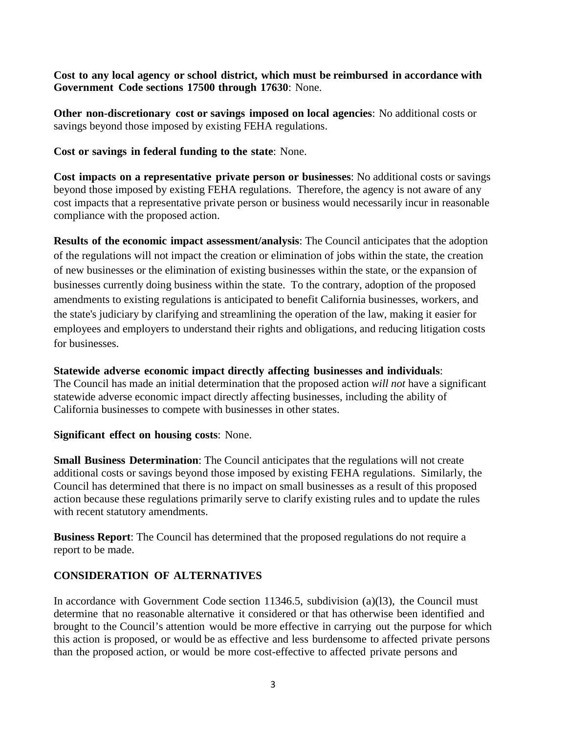**Cost to any local agency or school district, which must be reimbursed in accordance with Government Code sections 17500 through 17630**: None.

**Other non-discretionary cost or savings imposed on local agencies**: No additional costs or savings beyond those imposed by existing FEHA regulations.

**Cost or savings in federal funding to the state**: None.

**Cost impacts on a representative private person or businesses**: No additional costs or savings beyond those imposed by existing FEHA regulations. Therefore, the agency is not aware of any cost impacts that a representative private person or business would necessarily incur in reasonable compliance with the proposed action.

**Results of the economic impact assessment/analysis**: The Council anticipates that the adoption of the regulations will not impact the creation or elimination of jobs within the state, the creation of new businesses or the elimination of existing businesses within the state, or the expansion of businesses currently doing business within the state. To the contrary, adoption of the proposed amendments to existing regulations is anticipated to benefit California businesses, workers, and the state's judiciary by clarifying and streamlining the operation of the law, making it easier for employees and employers to understand their rights and obligations, and reducing litigation costs for businesses.

**Statewide adverse economic impact directly affecting businesses and individuals**: The Council has made an initial determination that the proposed action *will not* have a significant statewide adverse economic impact directly affecting businesses, including the ability of California businesses to compete with businesses in other states.

**Significant effect on housing costs**: None.

**Small Business Determination**: The Council anticipates that the regulations will not create additional costs or savings beyond those imposed by existing FEHA regulations. Similarly, the Council has determined that there is no impact on small businesses as a result of this proposed action because these regulations primarily serve to clarify existing rules and to update the rules with recent statutory amendments.

**Business Report**: The Council has determined that the proposed regulations do not require a report to be made.

## CONSIDERATION OF ALTERNATIVES

In accordance with Government Code section 11346.5, subdivision (a)(l3), the Council must determine that no reasonable alternative it considered or that has otherwise been identified and brought to the Council's attention would be more effective in carrying out the purpose for which this action is proposed, or would be as effective and less burdensome to affected private persons than the proposed action, or would be more cost-effective to affected private persons and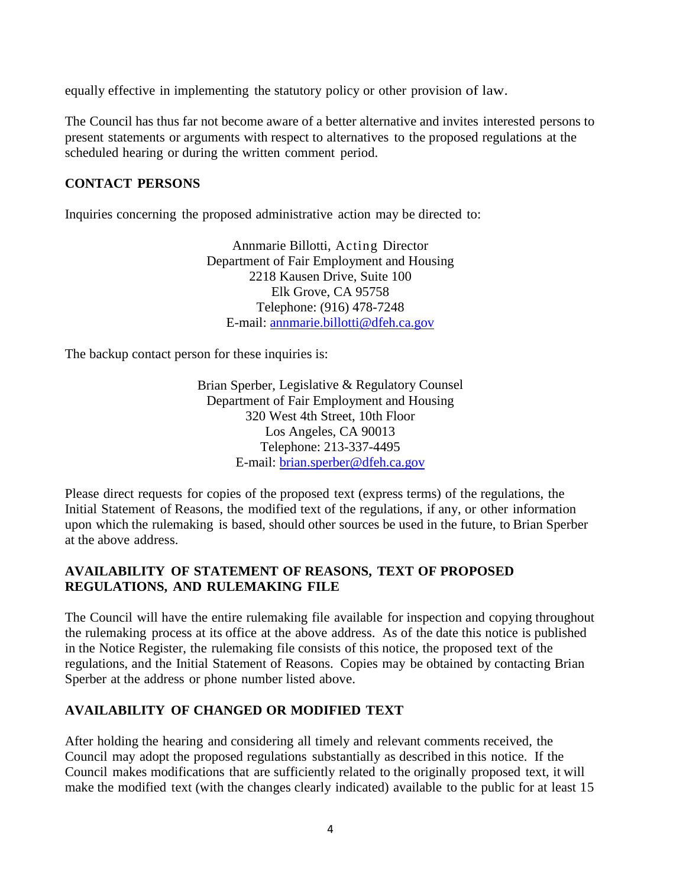equally effective in implementing the statutory policy or other provision of law.

The Council has thus far not become aware of a better alternative and invites interested persons to present statements or arguments with respect to alternatives to the proposed regulations at the scheduled hearing or during the written comment period.

## CONTACT PERSONS

Inquiries concerning the proposed administrative action may be directed to:

Annmarie Billotti, Acting Director
Department of Fair Employment and Housing
2218 Kausen Drive, Suite 100
Elk Grove, CA 95758
Telephone: (916) 478-7248
E-mail: annmarie.billotti@dfeh.ca.gov

The backup contact person for these inquiries is:

Brian Sperber, Legislative & Regulatory Counsel
Department of Fair Employment and Housing
320 West 4th Street, 10th Floor
Los Angeles, CA 90013
Telephone: 213-337-4495
E-mail: brian.sperber@dfeh.ca.gov

Please direct requests for copies of the proposed text (express terms) of the regulations, the Initial Statement of Reasons, the modified text of the regulations, if any, or other information upon which the rulemaking is based, should other sources be used in the future, to Brian Sperber at the above address.

## AVAILABILITY OF STATEMENT OF REASONS, TEXT OF PROPOSED REGULATIONS, AND RULEMAKING FILE

The Council will have the entire rulemaking file available for inspection and copying throughout the rulemaking process at its office at the above address. As of the date this notice is published in the Notice Register, the rulemaking file consists of this notice, the proposed text of the regulations, and the Initial Statement of Reasons. Copies may be obtained by contacting Brian Sperber at the address or phone number listed above.

## AVAILABILITY OF CHANGED OR MODIFIED TEXT

After holding the hearing and considering all timely and relevant comments received, the Council may adopt the proposed regulations substantially as described in this notice. If the Council makes modifications that are sufficiently related to the originally proposed text, it will make the modified text (with the changes clearly indicated) available to the public for at least 15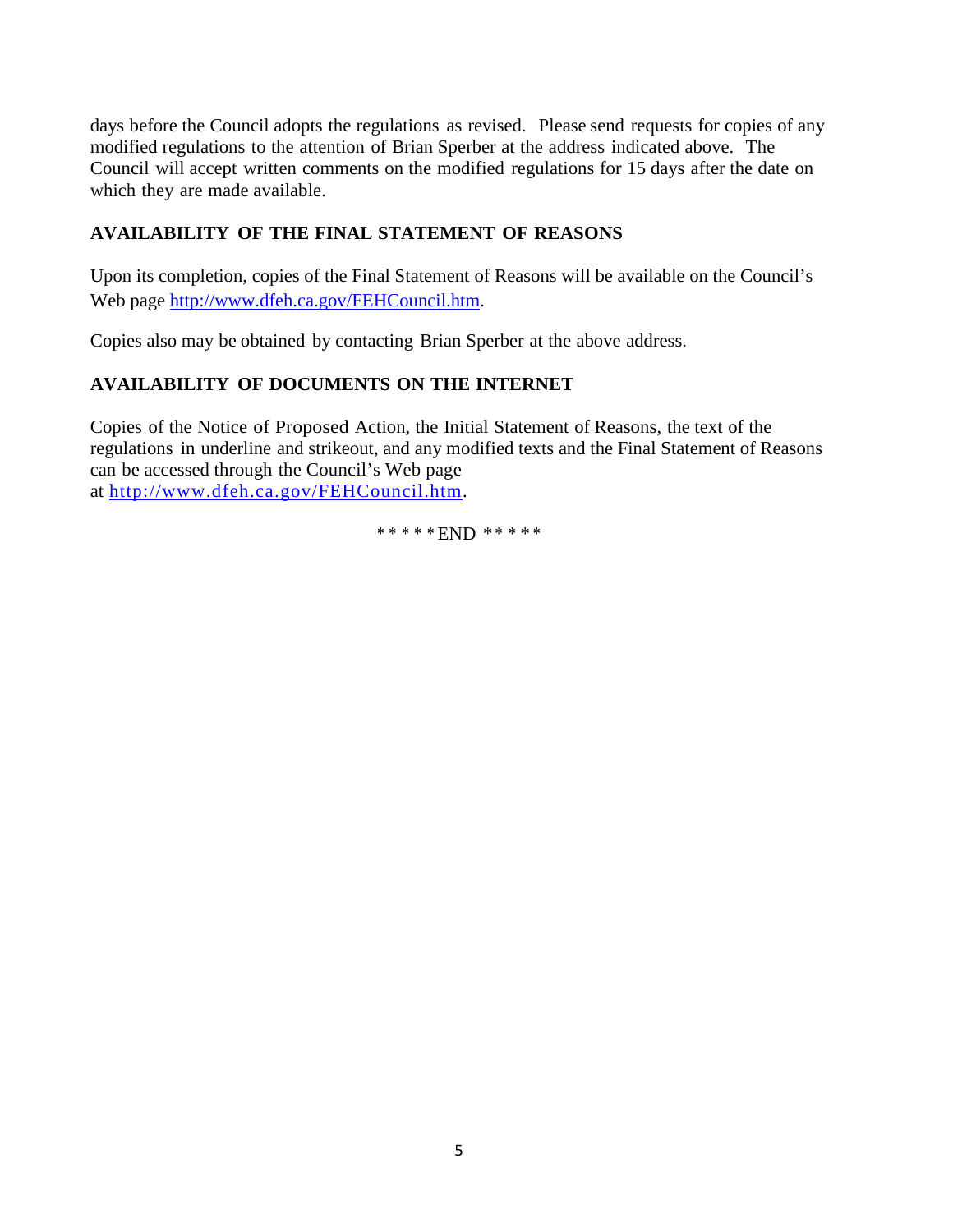days before the Council adopts the regulations as revised. Please send requests for copies of any modified regulations to the attention of Brian Sperber at the address indicated above. The Council will accept written comments on the modified regulations for 15 days after the date on which they are made available.

## AVAILABILITY OF THE FINAL STATEMENT OF REASONS

Upon its completion, copies of the Final Statement of Reasons will be available on the Council's Web page http://www.dfeh.ca.gov/FEHCouncil.htm.

Copies also may be obtained by contacting Brian Sperber at the above address.

## AVAILABILITY OF DOCUMENTS ON THE INTERNET

Copies of the Notice of Proposed Action, the Initial Statement of Reasons, the text of the regulations in underline and strikeout, and any modified texts and the Final Statement of Reasons can be accessed through the Council's Web page at http://www.dfeh.ca.gov/FEHCouncil.htm.

***** END *****